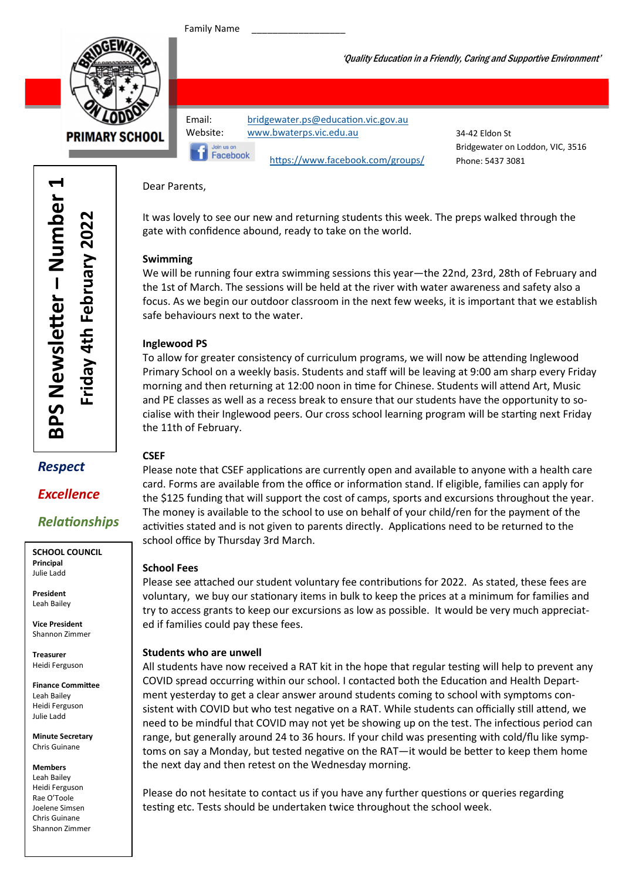Family Name \_\_\_\_\_\_\_\_\_\_\_\_\_\_\_\_\_\_

BRIDGEWATER ON LODDON PRIMARY SCHOOL

*'Quality Education in a Friendly, Caring and Supportive Environment'*

Email: bridgewater.ps@education.vic.gov.au
Website: www.bwaterps.vic.edu.au
Join us on Facebook https://www.facebook.com/groups/

34-42 Eldon St
Bridgewater on Loddon, VIC, 3516
Phone: 5437 3081

# BPS Newsletter – Number 1

## Friday 4th February 2022

***Respect***

***Excellence***

***Relationships***

**SCHOOL COUNCIL**

**Principal**
Julie Ladd

**President**
Leah Bailey

**Vice President**
Shannon Zimmer

**Treasurer**
Heidi Ferguson

**Finance Committee**
Leah Bailey
Heidi Ferguson
Julie Ladd

**Minute Secretary**
Chris Guinane

**Members**
Leah Bailey
Heidi Ferguson
Rae O'Toole
Joelene Simsen
Chris Guinane
Shannon Zimmer

Dear Parents,

It was lovely to see our new and returning students this week. The preps walked through the gate with confidence abound, ready to take on the world.

**Swimming**

We will be running four extra swimming sessions this year—the 22nd, 23rd, 28th of February and the 1st of March. The sessions will be held at the river with water awareness and safety also a focus. As we begin our outdoor classroom in the next few weeks, it is important that we establish safe behaviours next to the water.

**Inglewood PS**

To allow for greater consistency of curriculum programs, we will now be attending Inglewood Primary School on a weekly basis. Students and staff will be leaving at 9:00 am sharp every Friday morning and then returning at 12:00 noon in time for Chinese. Students will attend Art, Music and PE classes as well as a recess break to ensure that our students have the opportunity to socialise with their Inglewood peers. Our cross school learning program will be starting next Friday the 11th of February.

**CSEF**

Please note that CSEF applications are currently open and available to anyone with a health care card. Forms are available from the office or information stand. If eligible, families can apply for the $125 funding that will support the cost of camps, sports and excursions throughout the year. The money is available to the school to use on behalf of your child/ren for the payment of the activities stated and is not given to parents directly. Applications need to be returned to the school office by Thursday 3rd March.

**School Fees**

Please see attached our student voluntary fee contributions for 2022. As stated, these fees are voluntary, we buy our stationary items in bulk to keep the prices at a minimum for families and try to access grants to keep our excursions as low as possible. It would be very much appreciated if families could pay these fees.

**Students who are unwell**

All students have now received a RAT kit in the hope that regular testing will help to prevent any COVID spread occurring within our school. I contacted both the Education and Health Department yesterday to get a clear answer around students coming to school with symptoms consistent with COVID but who test negative on a RAT. While students can officially still attend, we need to be mindful that COVID may not yet be showing up on the test. The infectious period can range, but generally around 24 to 36 hours. If your child was presenting with cold/flu like symptoms on say a Monday, but tested negative on the RAT—it would be better to keep them home the next day and then retest on the Wednesday morning.

Please do not hesitate to contact us if you have any further questions or queries regarding testing etc. Tests should be undertaken twice throughout the school week.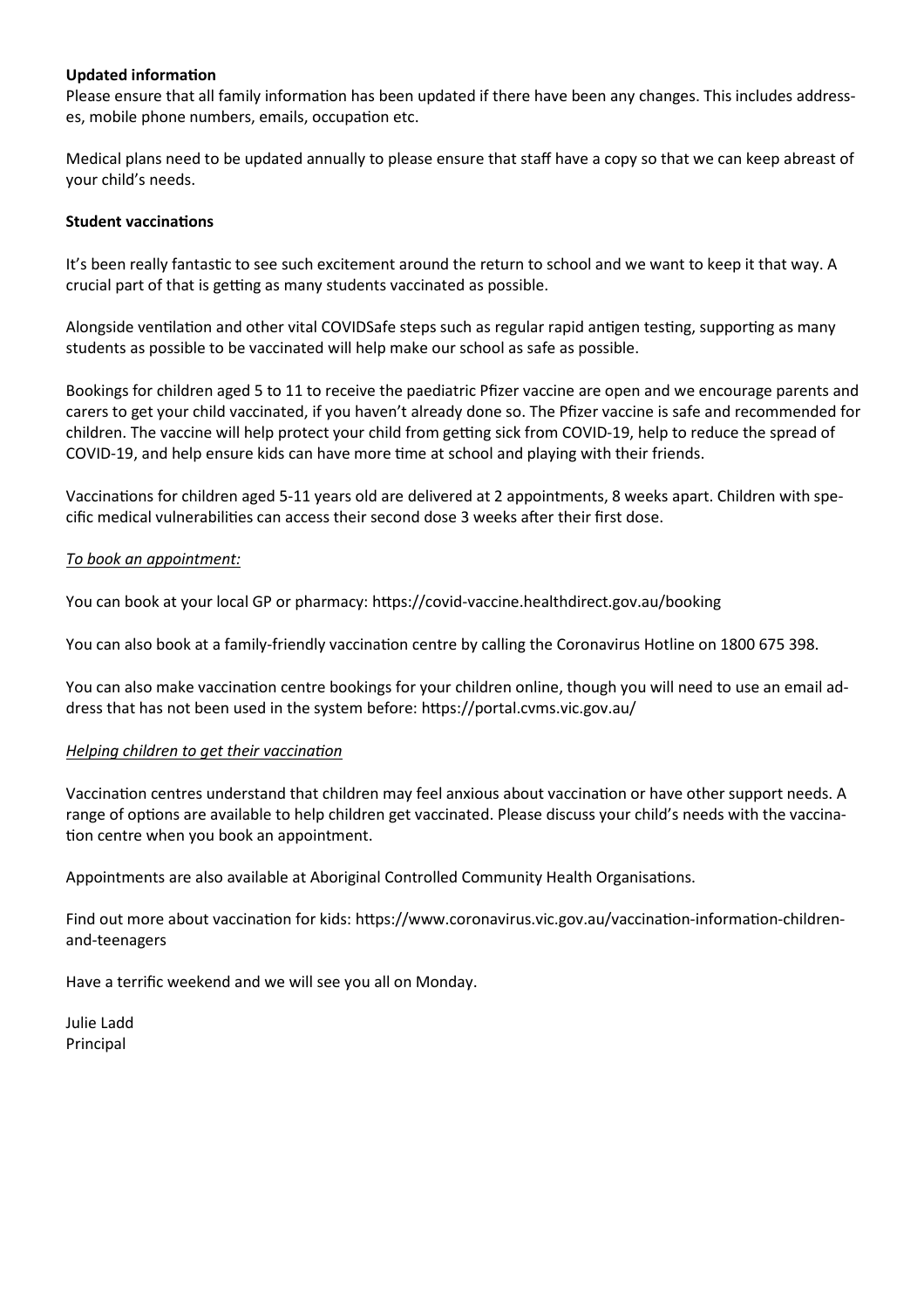**Updated information**

Please ensure that all family information has been updated if there have been any changes. This includes addresses, mobile phone numbers, emails, occupation etc.

Medical plans need to be updated annually to please ensure that staff have a copy so that we can keep abreast of your child's needs.

**Student vaccinations**

It's been really fantastic to see such excitement around the return to school and we want to keep it that way. A crucial part of that is getting as many students vaccinated as possible.

Alongside ventilation and other vital COVIDSafe steps such as regular rapid antigen testing, supporting as many students as possible to be vaccinated will help make our school as safe as possible.

Bookings for children aged 5 to 11 to receive the paediatric Pfizer vaccine are open and we encourage parents and carers to get your child vaccinated, if you haven't already done so. The Pfizer vaccine is safe and recommended for children. The vaccine will help protect your child from getting sick from COVID-19, help to reduce the spread of COVID-19, and help ensure kids can have more time at school and playing with their friends.

Vaccinations for children aged 5-11 years old are delivered at 2 appointments, 8 weeks apart. Children with specific medical vulnerabilities can access their second dose 3 weeks after their first dose.

*To book an appointment:*

You can book at your local GP or pharmacy: https://covid-vaccine.healthdirect.gov.au/booking

You can also book at a family-friendly vaccination centre by calling the Coronavirus Hotline on 1800 675 398.

You can also make vaccination centre bookings for your children online, though you will need to use an email address that has not been used in the system before: https://portal.cvms.vic.gov.au/

*Helping children to get their vaccination*

Vaccination centres understand that children may feel anxious about vaccination or have other support needs. A range of options are available to help children get vaccinated. Please discuss your child's needs with the vaccination centre when you book an appointment.

Appointments are also available at Aboriginal Controlled Community Health Organisations.

Find out more about vaccination for kids: https://www.coronavirus.vic.gov.au/vaccination-information-children-and-teenagers

Have a terrific weekend and we will see you all on Monday.

Julie Ladd
Principal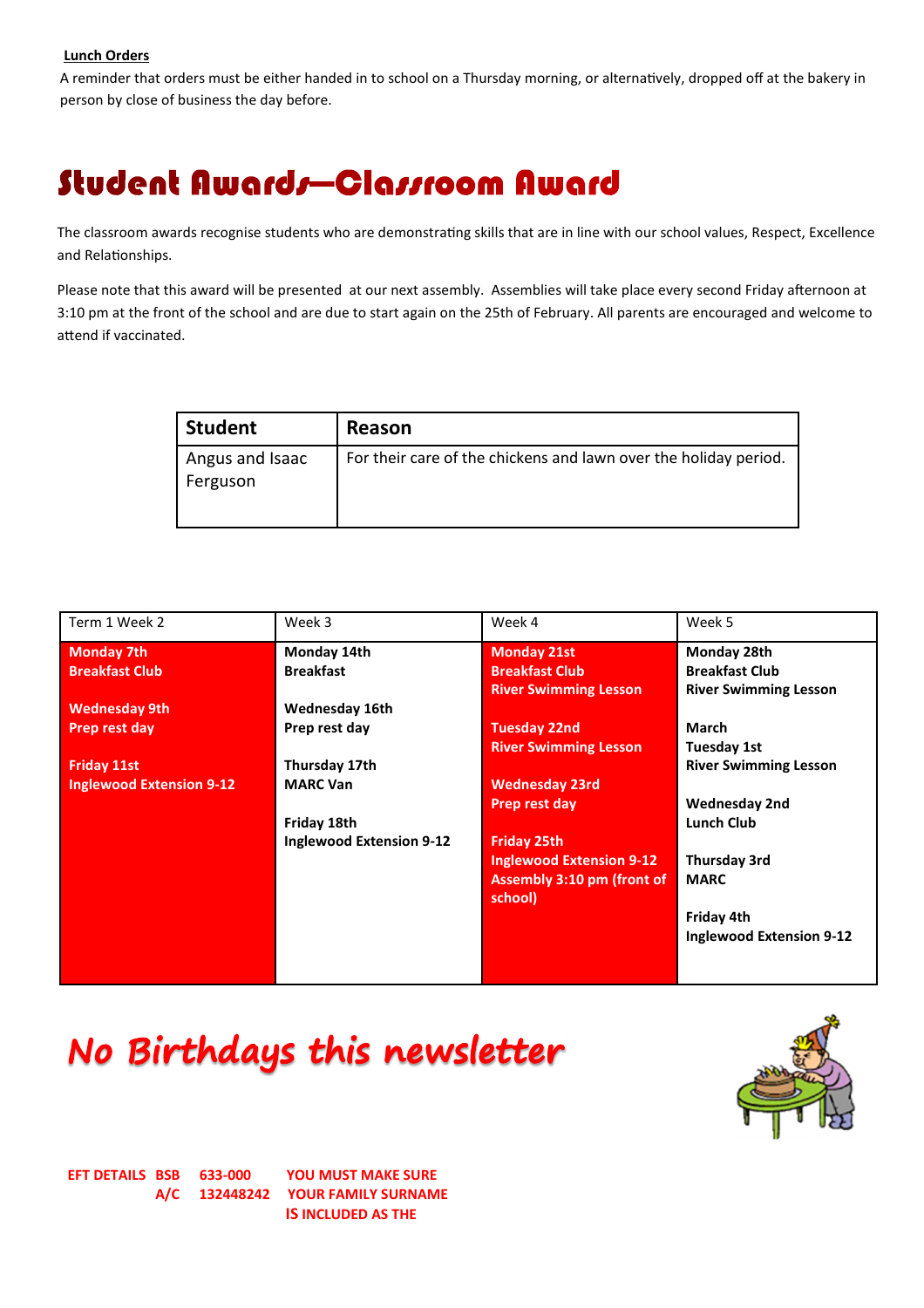**Lunch Orders**

A reminder that orders must be either handed in to school on a Thursday morning, or alternatively, dropped off at the bakery in person by close of business the day before.

# Student Awards—Classroom Award

The classroom awards recognise students who are demonstrating skills that are in line with our school values, Respect, Excellence and Relationships.

Please note that this award will be presented at our next assembly. Assemblies will take place every second Friday afternoon at 3:10 pm at the front of the school and are due to start again on the 25th of February. All parents are encouraged and welcome to attend if vaccinated.

| Student | Reason |
|---|---|
| Angus and Isaac Ferguson | For their care of the chickens and lawn over the holiday period. |

| Term 1 Week 2 | Week 3 | Week 4 | Week 5 |
|---|---|---|---|
| **Monday 7th**<br>**Breakfast Club**<br><br>**Wednesday 9th**<br>**Prep rest day**<br><br>**Friday 11st**<br>**Inglewood Extension 9-12** | **Monday 14th**<br>**Breakfast**<br><br>**Wednesday 16th**<br>**Prep rest day**<br><br>**Thursday 17th**<br>**MARC Van**<br><br>**Friday 18th**<br>**Inglewood Extension 9-12** | **Monday 21st**<br>**Breakfast Club**<br>**River Swimming Lesson**<br><br>**Tuesday 22nd**<br>**River Swimming Lesson**<br><br>**Wednesday 23rd**<br>**Prep rest day**<br><br>**Friday 25th**<br>**Inglewood Extension 9-12**<br>**Assembly 3:10 pm (front of school)** | **Monday 28th**<br>**Breakfast Club**<br>**River Swimming Lesson**<br><br>**March**<br>**Tuesday 1st**<br>**River Swimming Lesson**<br><br>**Wednesday 2nd**<br>**Lunch Club**<br><br>**Thursday 3rd**<br>**MARC**<br><br>**Friday 4th**<br>**Inglewood Extension 9-12** |

# *No Birthdays this newsletter*

**EFT DETAILS BSB 633-000**
**A/C 132448242**

**YOU MUST MAKE SURE YOUR FAMILY SURNAME IS INCLUDED AS THE**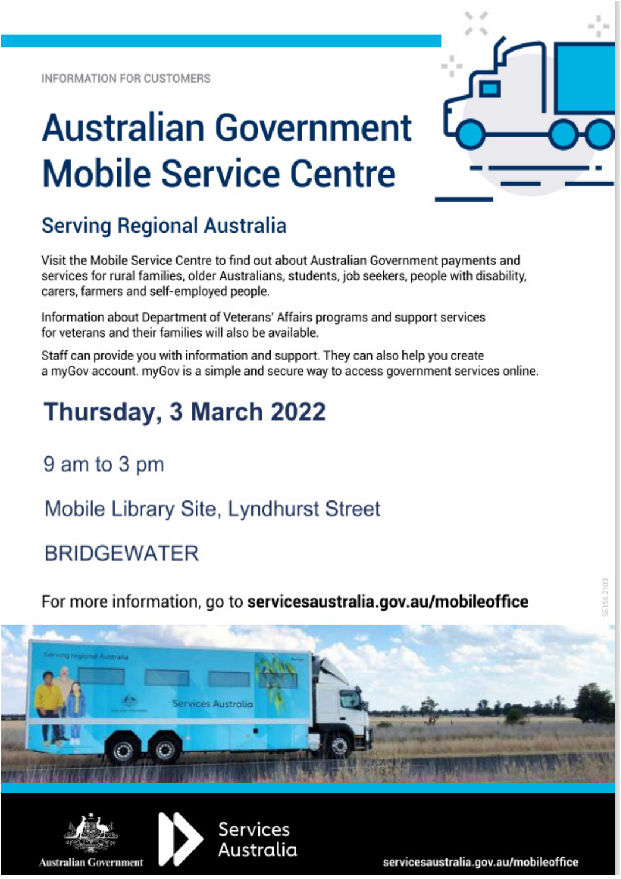INFORMATION FOR CUSTOMERS

# Australian Government Mobile Service Centre

## Serving Regional Australia

Visit the Mobile Service Centre to find out about Australian Government payments and services for rural families, older Australians, students, job seekers, people with disability, carers, farmers and self-employed people.

Information about Department of Veterans' Affairs programs and support services for veterans and their families will also be available.

Staff can provide you with information and support. They can also help you create a myGov account. myGov is a simple and secure way to access government services online.

## Thursday, 3 March 2022

9 am to 3 pm

Mobile Library Site, Lyndhurst Street

BRIDGEWATER

For more information, go to **servicesaustralia.gov.au/mobileoffice**

SE156.2103

Australian Government

Services Australia

servicesaustralia.gov.au/mobileoffice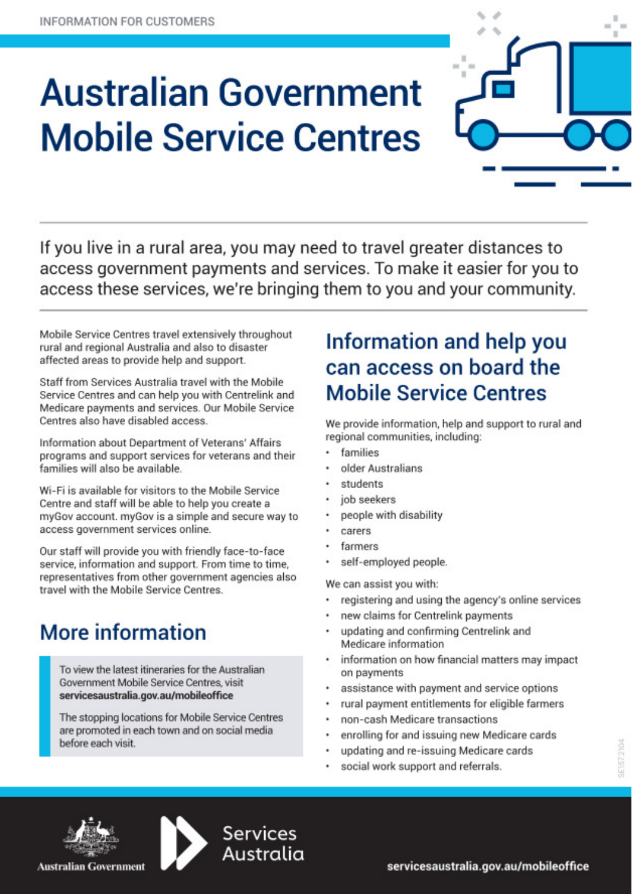INFORMATION FOR CUSTOMERS

# Australian Government Mobile Service Centres

If you live in a rural area, you may need to travel greater distances to access government payments and services. To make it easier for you to access these services, we're bringing them to you and your community.

Mobile Service Centres travel extensively throughout rural and regional Australia and also to disaster affected areas to provide help and support.

Staff from Services Australia travel with the Mobile Service Centres and can help you with Centrelink and Medicare payments and services. Our Mobile Service Centres also have disabled access.

Information about Department of Veterans' Affairs programs and support services for veterans and their families will also be available.

Wi-Fi is available for visitors to the Mobile Service Centre and staff will be able to help you create a myGov account. myGov is a simple and secure way to access government services online.

Our staff will provide you with friendly face-to-face service, information and support. From time to time, representatives from other government agencies also travel with the Mobile Service Centres.

## More information

To view the latest itineraries for the Australian Government Mobile Service Centres, visit **servicesaustralia.gov.au/mobileoffice**

The stopping locations for Mobile Service Centres are promoted in each town and on social media before each visit.

## Information and help you can access on board the Mobile Service Centres

We provide information, help and support to rural and regional communities, including:

- families
- older Australians
- students
- job seekers
- people with disability
- carers
- farmers
- self-employed people.

We can assist you with:

- registering and using the agency's online services
- new claims for Centrelink payments
- updating and confirming Centrelink and Medicare information
- information on how financial matters may impact on payments
- assistance with payment and service options
- rural payment entitlements for eligible farmers
- non-cash Medicare transactions
- enrolling for and issuing new Medicare cards
- updating and re-issuing Medicare cards
- social work support and referrals.

SE157.2104

Australian Government | Services Australia

servicesaustralia.gov.au/mobileoffice